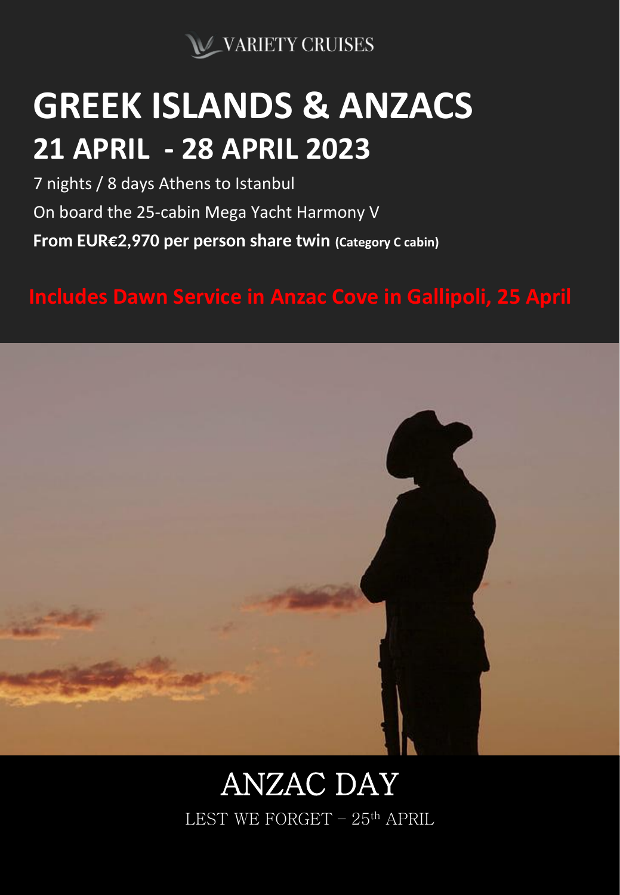VARIETY CRUISES

# GREEK ISLANDS & ANZACS

## 21 APRIL - 28 APRIL 2023

7 nights / 8 days Athens to Istanbul

On board the 25-cabin Mega Yacht Harmony V

**From EUR€2,970 per person share twin (Category C cabin)**

**Includes Dawn Service in Anzac Cove in Gallipoli, 25 April**

## ANZAC DAY

LEST WE FORGET – 25th APRIL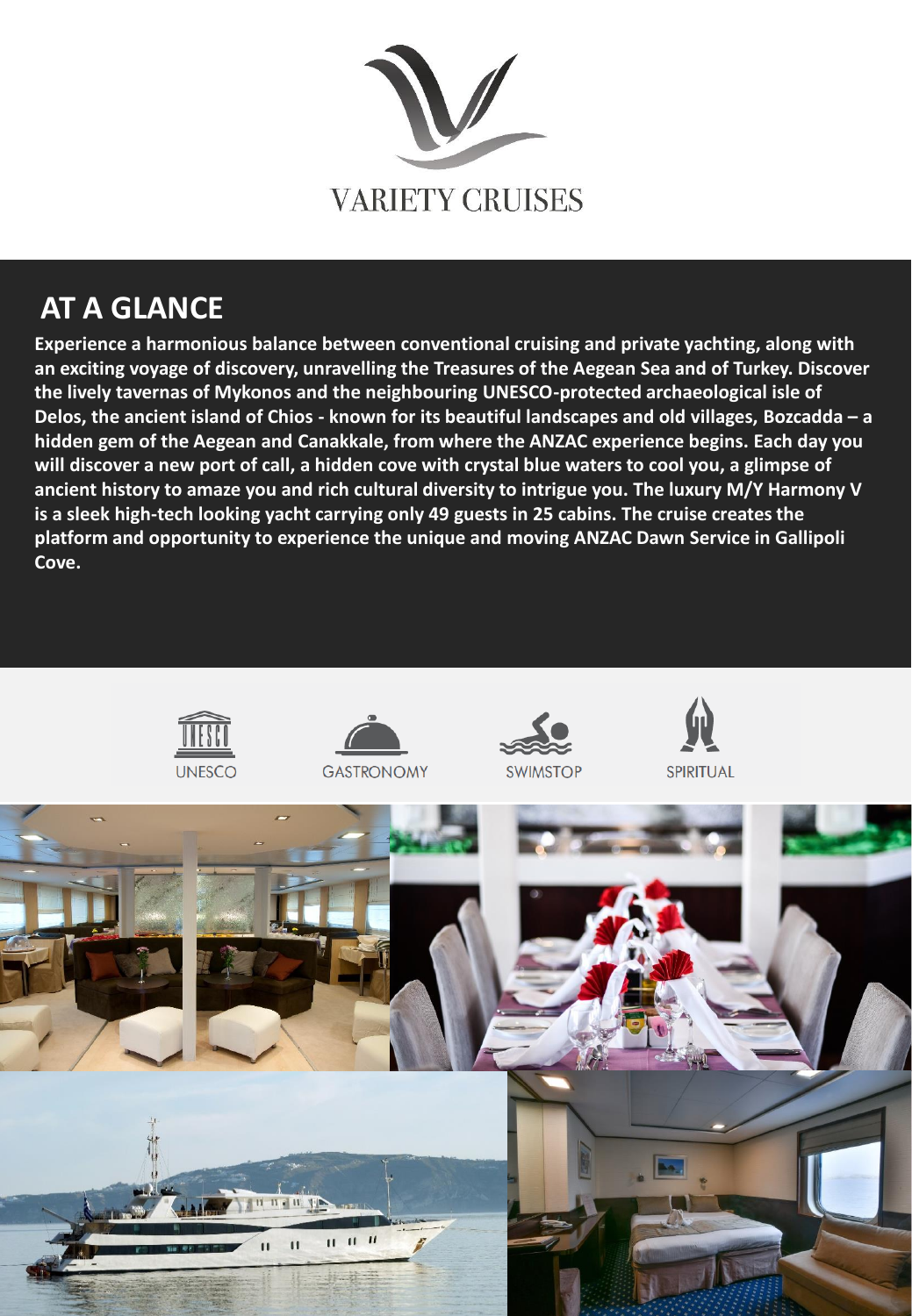VARIETY CRUISES

## AT A GLANCE

**Experience a harmonious balance between conventional cruising and private yachting, along with an exciting voyage of discovery, unravelling the Treasures of the Aegean Sea and of Turkey. Discover the lively tavernas of Mykonos and the neighbouring UNESCO-protected archaeological isle of Delos, the ancient island of Chios - known for its beautiful landscapes and old villages, Bozcadda – a hidden gem of the Aegean and Canakkale, from where the ANZAC experience begins. Each day you will discover a new port of call, a hidden cove with crystal blue waters to cool you, a glimpse of ancient history to amaze you and rich cultural diversity to intrigue you. The luxury M/Y Harmony V is a sleek high-tech looking yacht carrying only 49 guests in 25 cabins. The cruise creates the platform and opportunity to experience the unique and moving ANZAC Dawn Service in Gallipoli Cove.**

UNESCO GASTRONOMY SWIMSTOP SPIRITUAL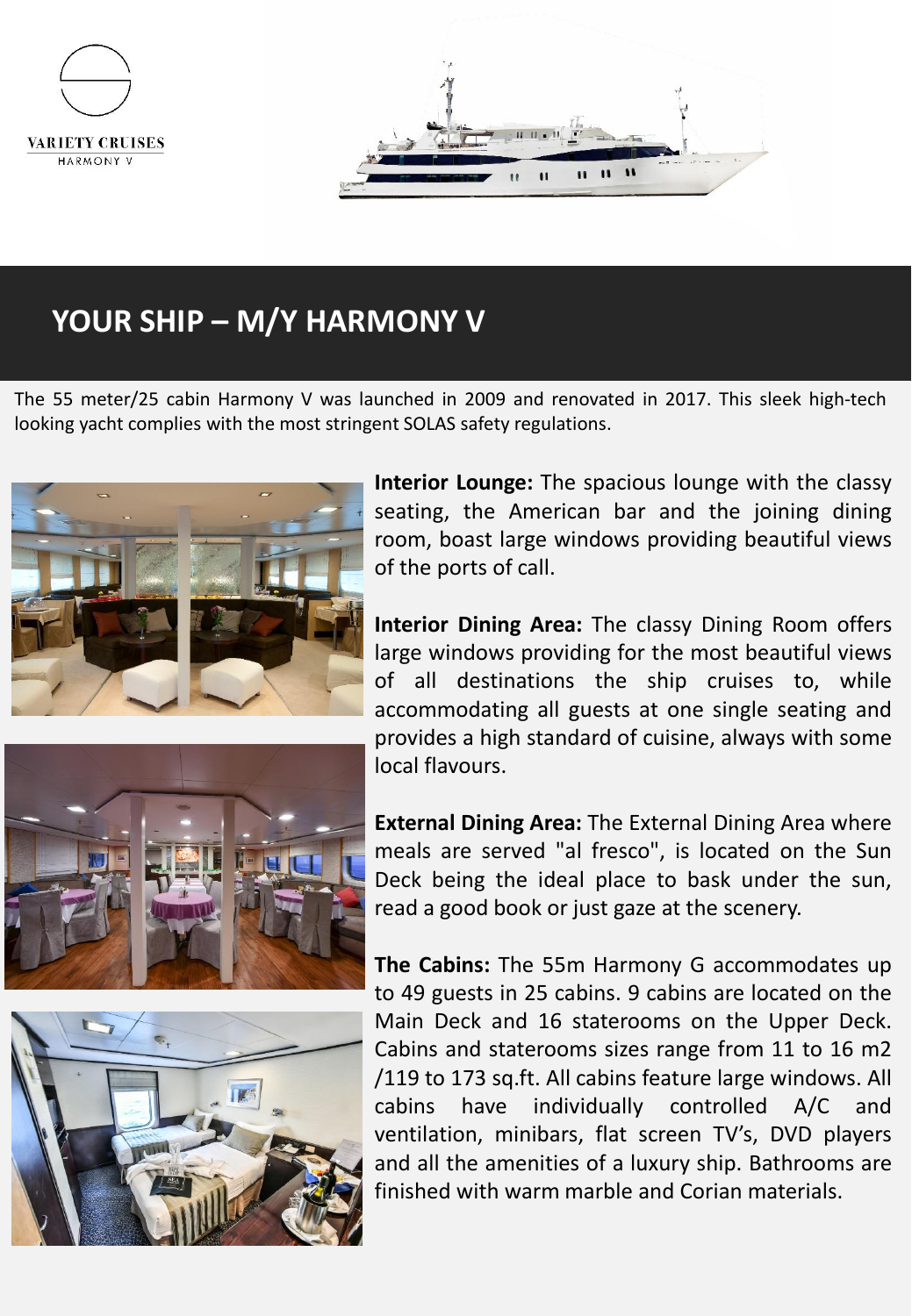VARIETY CRUISES
HARMONY V

# YOUR SHIP – M/Y HARMONY V

The 55 meter/25 cabin Harmony V was launched in 2009 and renovated in 2017. This sleek high-tech looking yacht complies with the most stringent SOLAS safety regulations.

**Interior Lounge:** The spacious lounge with the classy seating, the American bar and the joining dining room, boast large windows providing beautiful views of the ports of call.

**Interior Dining Area:** The classy Dining Room offers large windows providing for the most beautiful views of all destinations the ship cruises to, while accommodating all guests at one single seating and provides a high standard of cuisine, always with some local flavours.

**External Dining Area:** The External Dining Area where meals are served "al fresco", is located on the Sun Deck being the ideal place to bask under the sun, read a good book or just gaze at the scenery.

**The Cabins:** The 55m Harmony G accommodates up to 49 guests in 25 cabins. 9 cabins are located on the Main Deck and 16 staterooms on the Upper Deck. Cabins and staterooms sizes range from 11 to 16 m2 /119 to 173 sq.ft. All cabins feature large windows. All cabins have individually controlled A/C and ventilation, minibars, flat screen TV's, DVD players and all the amenities of a luxury ship. Bathrooms are finished with warm marble and Corian materials.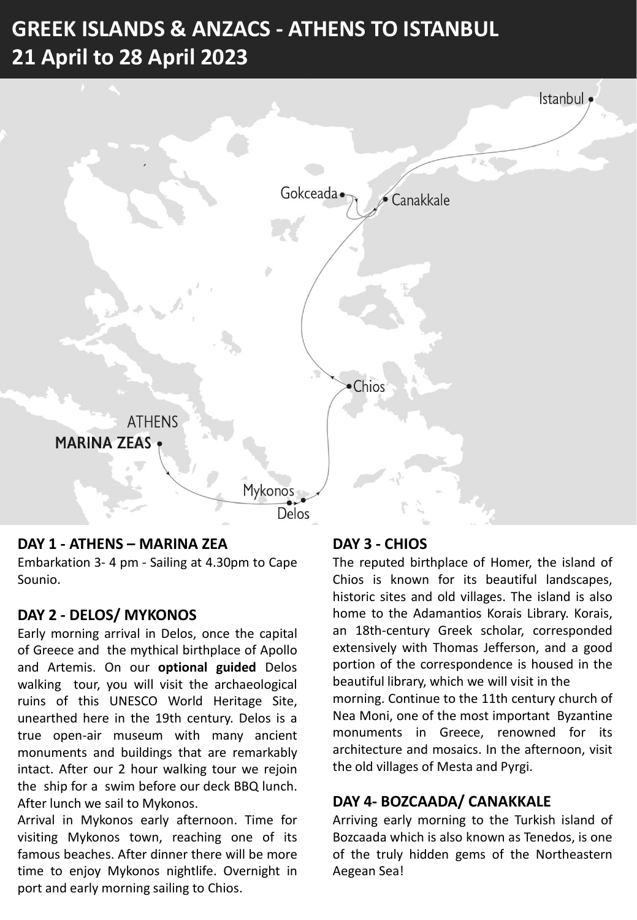# GREEK ISLANDS & ANZACS - ATHENS TO ISTANBUL
# 21 April to 28 April 2023

Istanbul

Gokceada

Canakkale

Chios

ATHENS

MARINA ZEAS

Mykonos

Delos

## DAY 1 - ATHENS – MARINA ZEA

Embarkation 3- 4 pm - Sailing at 4.30pm to Cape Sounio.

## DAY 2 - DELOS/ MYKONOS

Early morning arrival in Delos, once the capital of Greece and the mythical birthplace of Apollo and Artemis. On our **optional guided** Delos walking tour, you will visit the archaeological ruins of this UNESCO World Heritage Site, unearthed here in the 19th century. Delos is a true open-air museum with many ancient monuments and buildings that are remarkably intact. After our 2 hour walking tour we rejoin the ship for a swim before our deck BBQ lunch. After lunch we sail to Mykonos.

Arrival in Mykonos early afternoon. Time for visiting Mykonos town, reaching one of its famous beaches. After dinner there will be more time to enjoy Mykonos nightlife. Overnight in port and early morning sailing to Chios.

## DAY 3 - CHIOS

The reputed birthplace of Homer, the island of Chios is known for its beautiful landscapes, historic sites and old villages. The island is also home to the Adamantios Korais Library. Korais, an 18th-century Greek scholar, corresponded extensively with Thomas Jefferson, and a good portion of the correspondence is housed in the beautiful library, which we will visit in the morning. Continue to the 11th century church of Nea Moni, one of the most important Byzantine monuments in Greece, renowned for its architecture and mosaics. In the afternoon, visit the old villages of Mesta and Pyrgi.

## DAY 4- BOZCAADA/ CANAKKALE

Arriving early morning to the Turkish island of Bozcaada which is also known as Tenedos, is one of the truly hidden gems of the Northeastern Aegean Sea!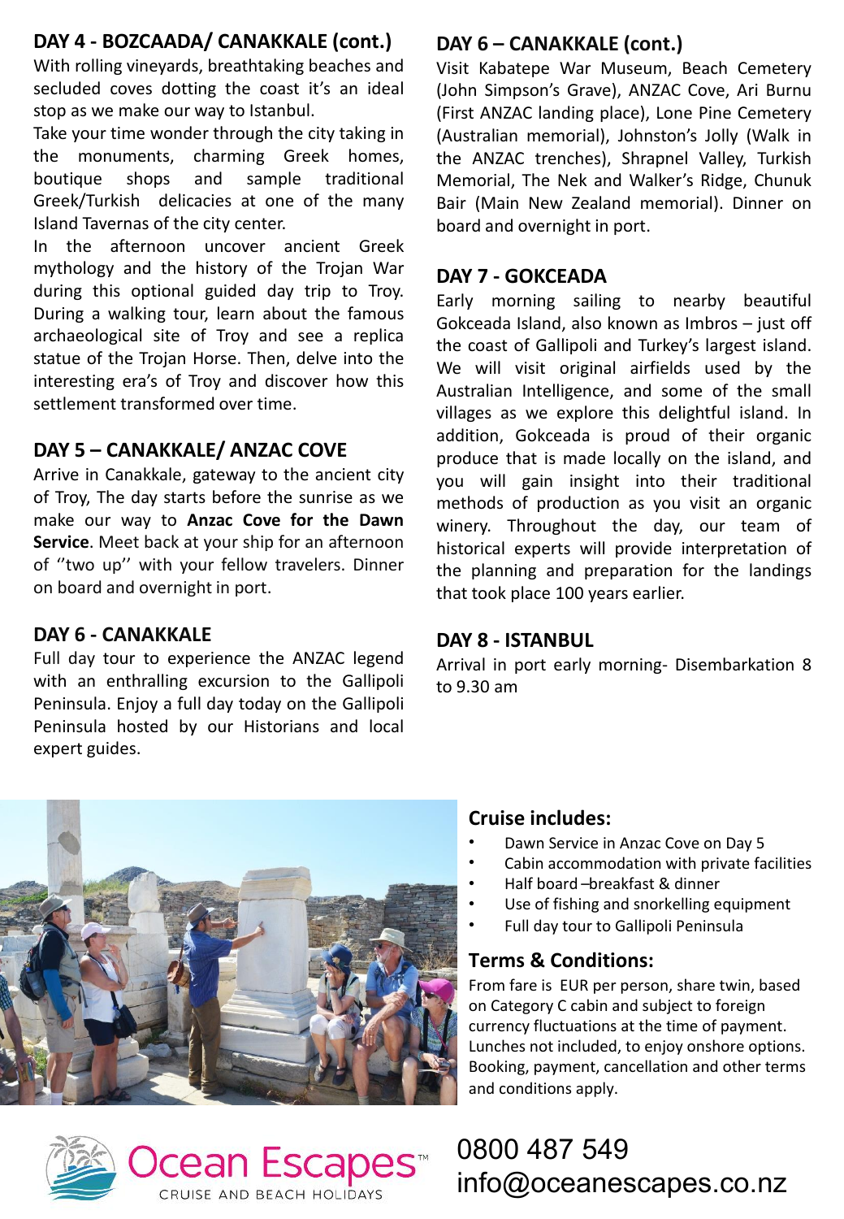## DAY 4 - BOZCAADA/ CANAKKALE (cont.)

With rolling vineyards, breathtaking beaches and secluded coves dotting the coast it's an ideal stop as we make our way to Istanbul.

Take your time wonder through the city taking in the monuments, charming Greek homes, boutique shops and sample traditional Greek/Turkish delicacies at one of the many Island Tavernas of the city center.

In the afternoon uncover ancient Greek mythology and the history of the Trojan War during this optional guided day trip to Troy. During a walking tour, learn about the famous archaeological site of Troy and see a replica statue of the Trojan Horse. Then, delve into the interesting era's of Troy and discover how this settlement transformed over time.

## DAY 5 – CANAKKALE/ ANZAC COVE

Arrive in Canakkale, gateway to the ancient city of Troy, The day starts before the sunrise as we make our way to **Anzac Cove for the Dawn Service**. Meet back at your ship for an afternoon of ''two up'' with your fellow travelers. Dinner on board and overnight in port.

## DAY 6 - CANAKKALE

Full day tour to experience the ANZAC legend with an enthralling excursion to the Gallipoli Peninsula. Enjoy a full day today on the Gallipoli Peninsula hosted by our Historians and local expert guides.

## DAY 6 – CANAKKALE (cont.)

Visit Kabatepe War Museum, Beach Cemetery (John Simpson's Grave), ANZAC Cove, Ari Burnu (First ANZAC landing place), Lone Pine Cemetery (Australian memorial), Johnston's Jolly (Walk in the ANZAC trenches), Shrapnel Valley, Turkish Memorial, The Nek and Walker's Ridge, Chunuk Bair (Main New Zealand memorial). Dinner on board and overnight in port.

## DAY 7 - GOKCEADA

Early morning sailing to nearby beautiful Gokceada Island, also known as Imbros – just off the coast of Gallipoli and Turkey's largest island. We will visit original airfields used by the Australian Intelligence, and some of the small villages as we explore this delightful island. In addition, Gokceada is proud of their organic produce that is made locally on the island, and you will gain insight into their traditional methods of production as you visit an organic winery. Throughout the day, our team of historical experts will provide interpretation of the planning and preparation for the landings that took place 100 years earlier.

## DAY 8 - ISTANBUL

Arrival in port early morning- Disembarkation 8 to 9.30 am

### Cruise includes:

- Dawn Service in Anzac Cove on Day 5
- Cabin accommodation with private facilities
- Half board –breakfast & dinner
- Use of fishing and snorkelling equipment
- Full day tour to Gallipoli Peninsula

### Terms & Conditions:

From fare is EUR per person, share twin, based on Category C cabin and subject to foreign currency fluctuations at the time of payment. Lunches not included, to enjoy onshore options. Booking, payment, cancellation and other terms and conditions apply.

Ocean Escapes™ CRUISE AND BEACH HOLIDAYS

0800 487 549
info@oceanescapes.co.nz